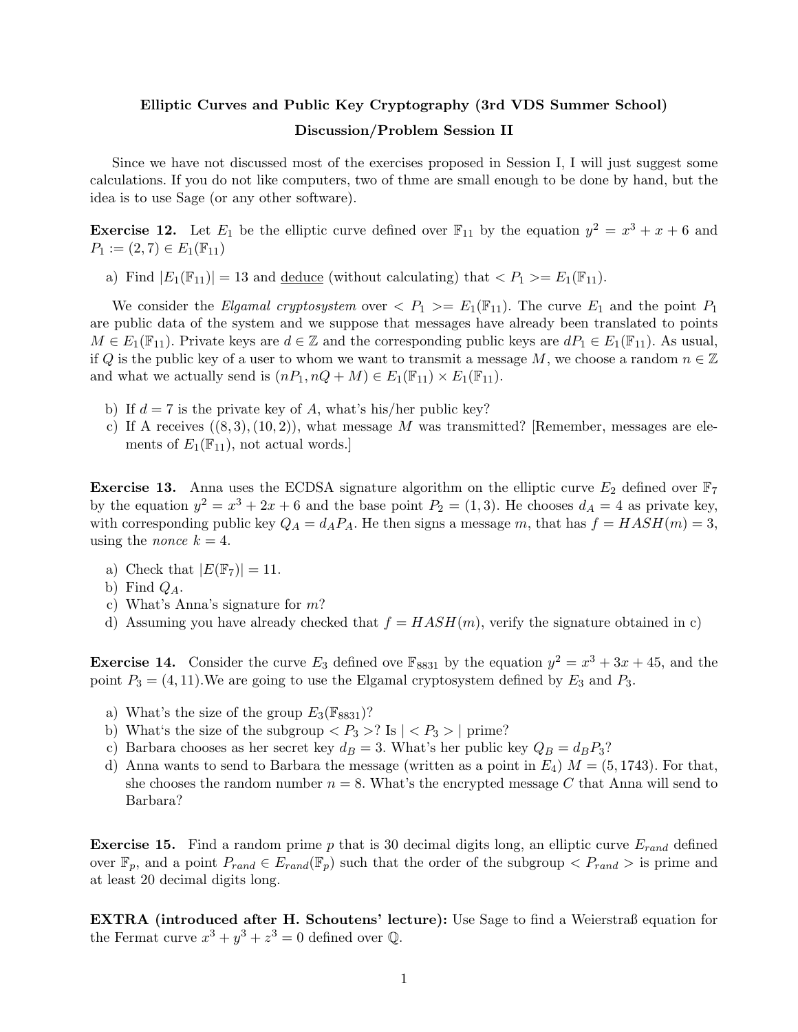**Elliptic Curves and Public Key Cryptography (3rd VDS Summer School)**

**Discussion/Problem Session II**

Since we have not discussed most of the exercises proposed in Session I, I will just suggest some calculations. If you do not like computers, two of thme are small enough to be done by hand, but the idea is to use Sage (or any other software).

**Exercise 12.** Let $E_1$ be the elliptic curve defined over $\mathbb{F}_{11}$ by the equation $y^2 = x^3 + x + 6$ and $P_1 := (2, 7) \in E_1(\mathbb{F}_{11})$

a) Find $|E_1(\mathbb{F}_{11})| = 13$ and deduce (without calculating) that $< P_1 >= E_1(\mathbb{F}_{11})$.

We consider the *Elgamal cryptosystem* over $< P_1 >= E_1(\mathbb{F}_{11})$. The curve $E_1$ and the point $P_1$ are public data of the system and we suppose that messages have already been translated to points $M \in E_1(\mathbb{F}_{11})$. Private keys are $d \in \mathbb{Z}$ and the corresponding public keys are $dP_1 \in E_1(\mathbb{F}_{11})$. As usual, if $Q$ is the public key of a user to whom we want to transmit a message $M$, we choose a random $n \in \mathbb{Z}$ and what we actually send is $(nP_1, nQ + M) \in E_1(\mathbb{F}_{11}) \times E_1(\mathbb{F}_{11})$.

b) If $d = 7$ is the private key of $A$, what's his/her public key?

c) If A receives $((8, 3), (10, 2))$, what message $M$ was transmitted? [Remember, messages are elements of $E_1(\mathbb{F}_{11})$, not actual words.]

**Exercise 13.** Anna uses the ECDSA signature algorithm on the elliptic curve $E_2$ defined over $\mathbb{F}_7$ by the equation $y^2 = x^3 + 2x + 6$ and the base point $P_2 = (1, 3)$. He chooses $d_A = 4$ as private key, with corresponding public key $Q_A = d_A P_A$. He then signs a message $m$, that has $f = HASH(m) = 3$, using the *nonce* $k = 4$.

a) Check that $|E(\mathbb{F}_7)| = 11$.

b) Find $Q_A$.

c) What's Anna's signature for $m$?

d) Assuming you have already checked that $f = HASH(m)$, verify the signature obtained in c)

**Exercise 14.** Consider the curve $E_3$ defined ove $\mathbb{F}_{8831}$ by the equation $y^2 = x^3 + 3x + 45$, and the point $P_3 = (4, 11)$.We are going to use the Elgamal cryptosystem defined by $E_3$ and $P_3$.

a) What's the size of the group $E_3(\mathbb{F}_{8831})$?

b) What's the size of the subgroup $< P_3 >$? Is $| < P_3 > |$ prime?

c) Barbara chooses as her secret key $d_B = 3$. What's her public key $Q_B = d_B P_3$?

d) Anna wants to send to Barbara the message (written as a point in $E_4$) $M = (5, 1743)$. For that, she chooses the random number $n = 8$. What's the encrypted message $C$ that Anna will send to Barbara?

**Exercise 15.** Find a random prime $p$ that is 30 decimal digits long, an elliptic curve $E_{rand}$ defined over $\mathbb{F}_p$, and a point $P_{rand} \in E_{rand}(\mathbb{F}_p)$ such that the order of the subgroup $< P_{rand} >$ is prime and at least 20 decimal digits long.

**EXTRA (introduced after H. Schoutens' lecture):** Use Sage to find a Weierstraß equation for the Fermat curve $x^3 + y^3 + z^3 = 0$ defined over $\mathbb{Q}$.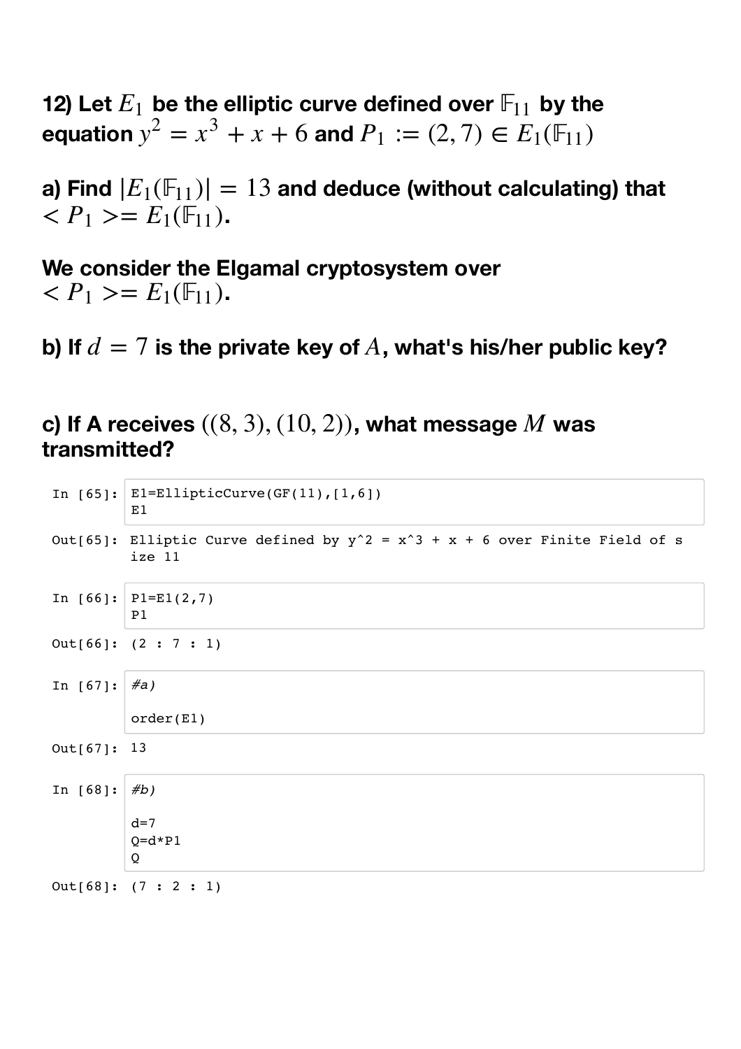**12) Let $E_1$ be the elliptic curve defined over $\mathbb{F}_{11}$ by the equation $y^2 = x^3 + x + 6$ and $P_1 := (2,7) \in E_1(\mathbb{F}_{11})$**

**a) Find $|E_1(\mathbb{F}_{11})| = 13$ and deduce (without calculating) that $< P_1 >= E_1(\mathbb{F}_{11})$.**

**We consider the Elgamal cryptosystem over $< P_1 >= E_1(\mathbb{F}_{11})$.**

**b) If $d = 7$ is the private key of $A$, what's his/her public key?**

**c) If A receives $((8,3),(10,2))$, what message $M$ was transmitted?**

In [65]:
```
E1=EllipticCurve(GF(11),[1,6])
E1
```

Out[65]:
```
Elliptic Curve defined by y^2 = x^3 + x + 6 over Finite Field of size 11
```

In [66]:
```
P1=E1(2,7)
P1
```

Out[66]:
```
(2 : 7 : 1)
```

In [67]:
```
#a)

order(E1)
```

Out[67]:
```
13
```

In [68]:
```
#b)

d=7
Q=d*P1
Q
```

Out[68]:
```
(7 : 2 : 1)
```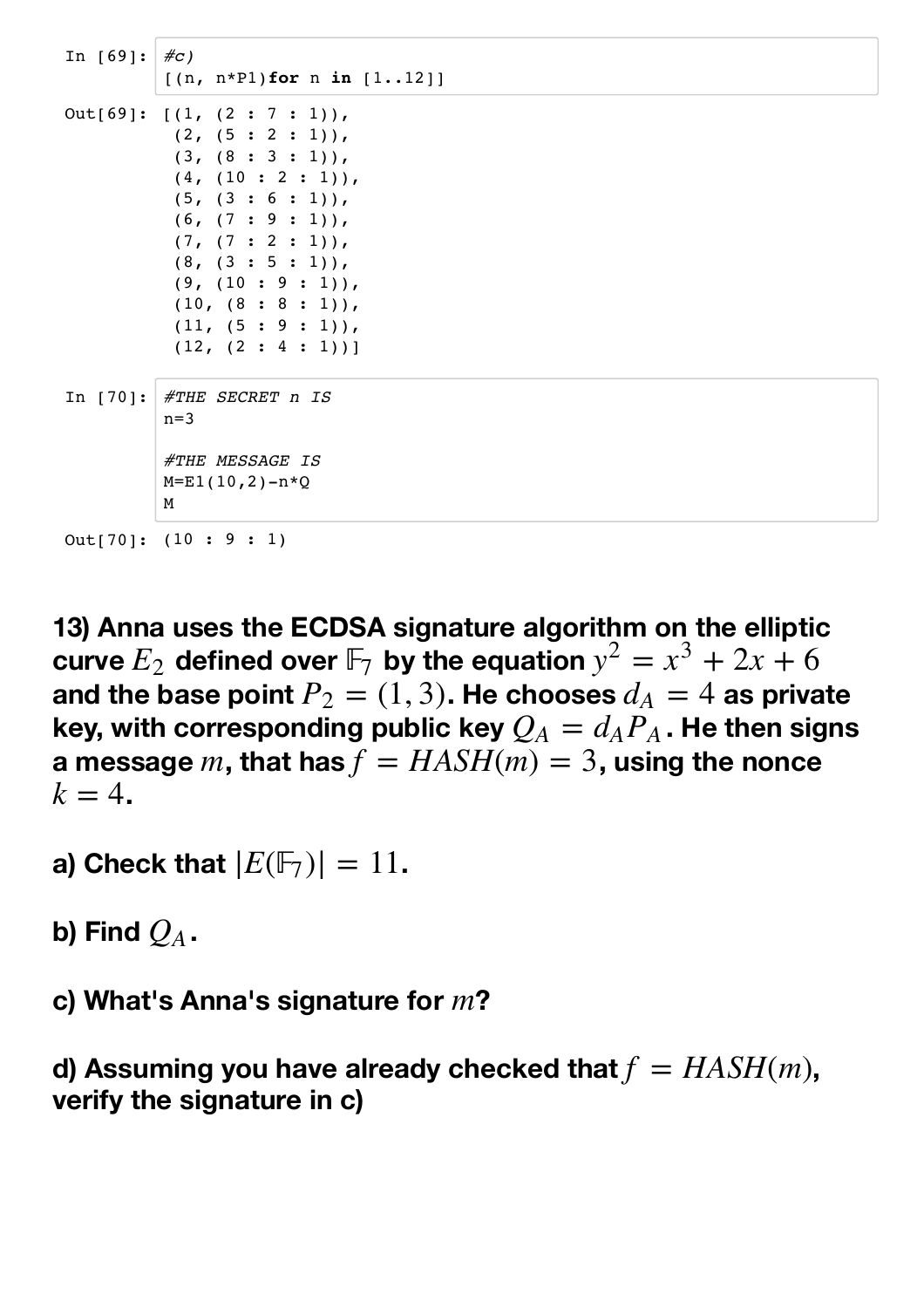```
In [69]: #c)
         [(n, n*P1)for n in [1..12]]

Out[69]: [(1, (2 : 7 : 1)),
          (2, (5 : 2 : 1)),
          (3, (8 : 3 : 1)),
          (4, (10 : 2 : 1)),
          (5, (3 : 6 : 1)),
          (6, (7 : 9 : 1)),
          (7, (7 : 2 : 1)),
          (8, (3 : 5 : 1)),
          (9, (10 : 9 : 1)),
          (10, (8 : 8 : 1)),
          (11, (5 : 9 : 1)),
          (12, (2 : 4 : 1))]
```

```
In [70]: #THE SECRET n IS
         n=3

         #THE MESSAGE IS
         M=E1(10,2)-n*Q
         M

Out[70]: (10 : 9 : 1)
```

**13) Anna uses the ECDSA signature algorithm on the elliptic curve $E_2$ defined over $\mathbb{F}_7$ by the equation $y^2 = x^3 + 2x + 6$ and the base point $P_2 = (1, 3)$. He chooses $d_A = 4$ as private key, with corresponding public key $Q_A = d_A P_A$. He then signs a message $m$, that has $f = HASH(m) = 3$, using the nonce $k = 4$.**

**a) Check that $|E(\mathbb{F}_7)| = 11$.**

**b) Find $Q_A$.**

**c) What's Anna's signature for $m$?**

**d) Assuming you have already checked that $f = HASH(m)$, verify the signature in c)**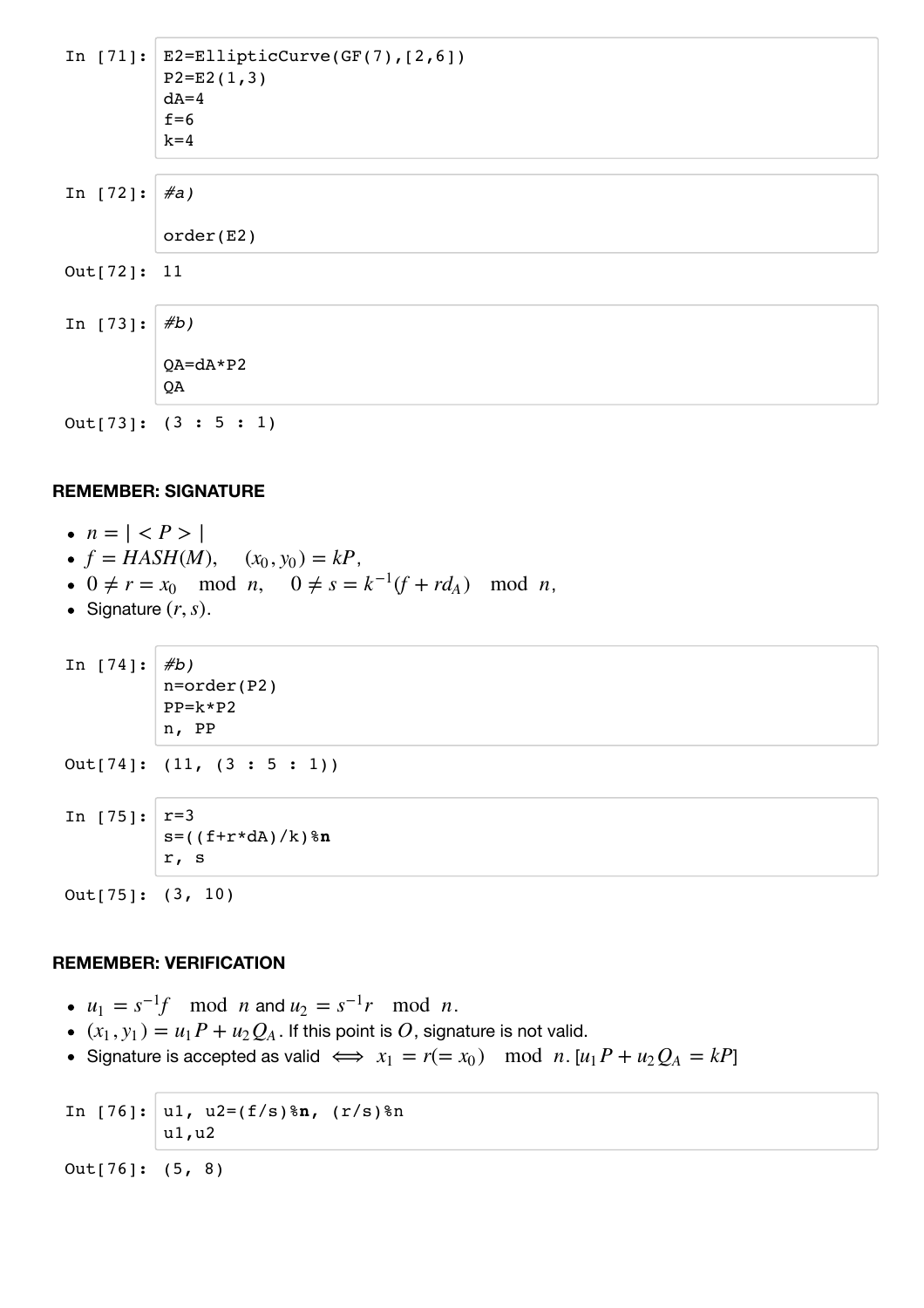```
In [71]: E2=EllipticCurve(GF(7),[2,6])
         P2=E2(1,3)
         dA=4
         f=6
         k=4
```

```
In [72]: #a)

         order(E2)
```

```
Out[72]: 11
```

```
In [73]: #b)

         QA=dA*P2
         QA
```

```
Out[73]: (3 : 5 : 1)
```

### REMEMBER: SIGNATURE

- $n = |<P>|$
- $f = HASH(M), \quad (x_0, y_0) = kP,$
- $0 \neq r = x_0 \mod n, \quad 0 \neq s = k^{-1}(f + rd_A) \mod n,$
- Signature $(r, s)$.

```
In [74]: #b)
         n=order(P2)
         PP=k*P2
         n, PP
```

```
Out[74]: (11, (3 : 5 : 1))
```

```
In [75]: r=3
         s=((f+r*dA)/k)%n
         r, s
```

```
Out[75]: (3, 10)
```

### REMEMBER: VERIFICATION

- $u_1 = s^{-1}f \mod n$ and $u_2 = s^{-1}r \mod n$.
- $(x_1, y_1) = u_1 P + u_2 Q_A$. If this point is $O$, signature is not valid.
- Signature is accepted as valid $\iff x_1 = r (= x_0) \mod n$. $[u_1 P + u_2 Q_A = kP]$

```
In [76]: u1, u2=(f/s)%n, (r/s)%n
         u1,u2
```

```
Out[76]: (5, 8)
```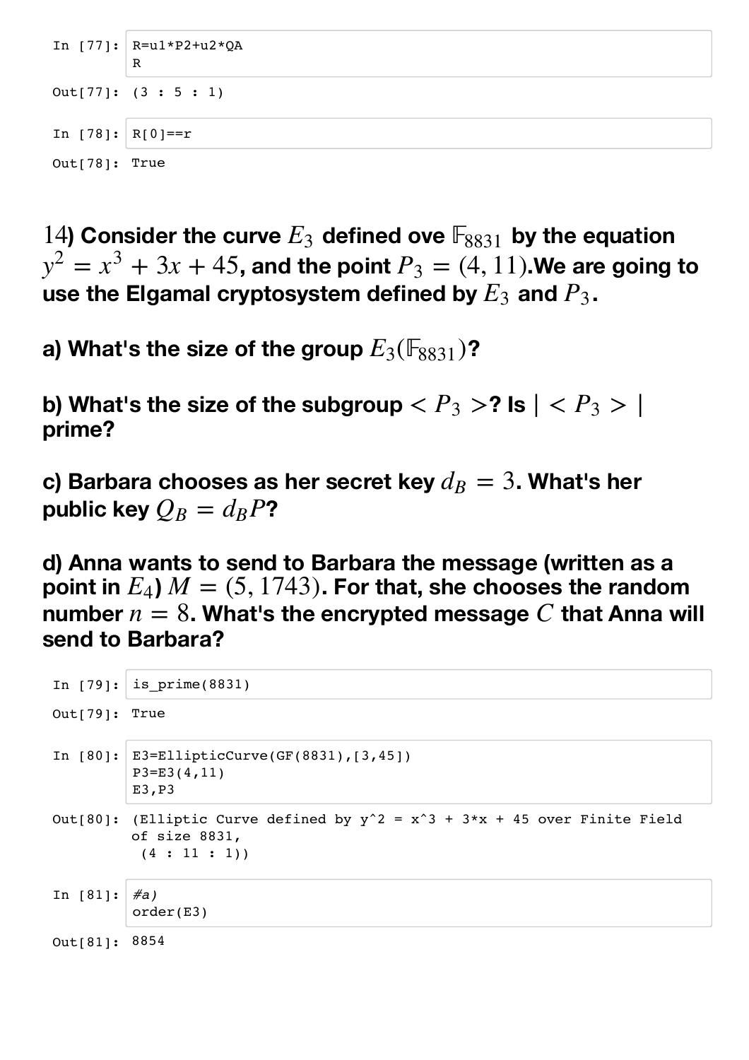In [77]:
```
R=u1*P2+u2*QA
R
```

Out[77]: (3 : 5 : 1)

In [78]:
```
R[0]==r
```

Out[78]: True

### 14) Consider the curve $E_3$ defined ove $\mathbb{F}_{8831}$ by the equation $y^2 = x^3 + 3x + 45$, and the point $P_3 = (4, 11)$.We are going to use the Elgamal cryptosystem defined by $E_3$ and $P_3$.

### a) What's the size of the group $E_3(\mathbb{F}_{8831})$?

### b) What's the size of the subgroup $< P_3 >$? Is $| < P_3 > |$ prime?

### c) Barbara chooses as her secret key $d_B = 3$. What's her public key $Q_B = d_B P$?

### d) Anna wants to send to Barbara the message (written as a point in $E_4$) $M = (5, 1743)$. For that, she chooses the random number $n = 8$. What's the encrypted message $C$ that Anna will send to Barbara?

In [79]:
```
is_prime(8831)
```

Out[79]: True

In [80]:
```
E3=EllipticCurve(GF(8831),[3,45])
P3=E3(4,11)
E3,P3
```

Out[80]:
```
(Elliptic Curve defined by y^2 = x^3 + 3*x + 45 over Finite Field
of size 8831,
 (4 : 11 : 1))
```

In [81]:
```
#a)
order(E3)
```

Out[81]: 8854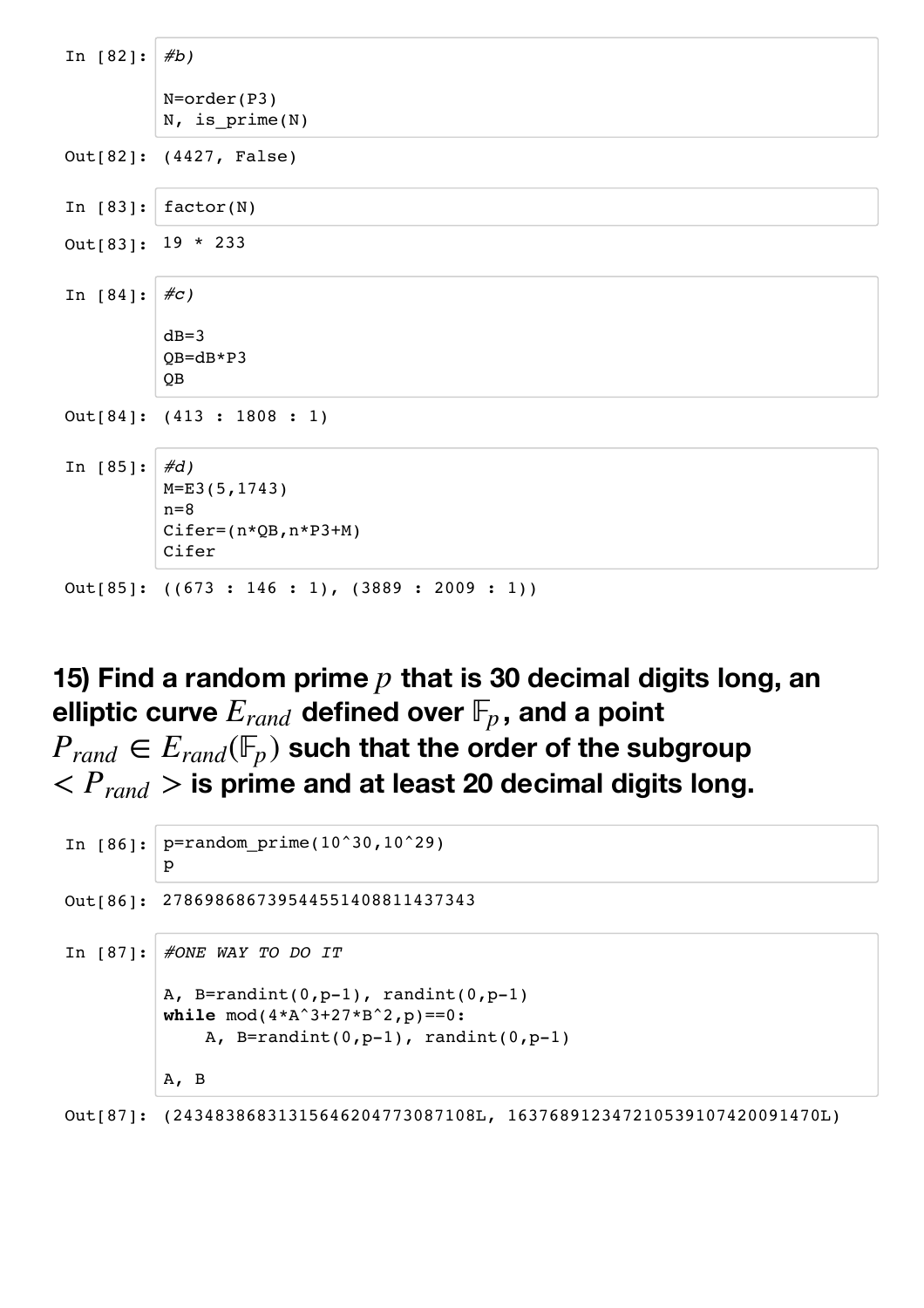In [82]:
```
#b)

N=order(P3)
N, is_prime(N)
```

Out[82]: (4427, False)

In [83]:
```
factor(N)
```

Out[83]: 19 * 233

In [84]:
```
#c)

dB=3
QB=dB*P3
QB
```

Out[84]: (413 : 1808 : 1)

In [85]:
```
#d)
M=E3(5,1743)
n=8
Cifer=(n*QB,n*P3+M)
Cifer
```

Out[85]: ((673 : 146 : 1), (3889 : 2009 : 1))

## 15) Find a random prime $p$ that is 30 decimal digits long, an elliptic curve $E_{rand}$ defined over $\mathbb{F}_p$, and a point $P_{rand} \in E_{rand}(\mathbb{F}_p)$ such that the order of the subgroup $< P_{rand} >$ is prime and at least 20 decimal digits long.

In [86]:
```
p=random_prime(10^30,10^29)
p
```

Out[86]: 278698686739544551408811437343

In [87]:
```
#ONE WAY TO DO IT

A, B=randint(0,p-1), randint(0,p-1)
while mod(4*A^3+27*B^2,p)==0:
    A, B=randint(0,p-1), randint(0,p-1)

A, B
```

Out[87]: (243483868313156462047730871 08L, 163768912347210539107420091470L)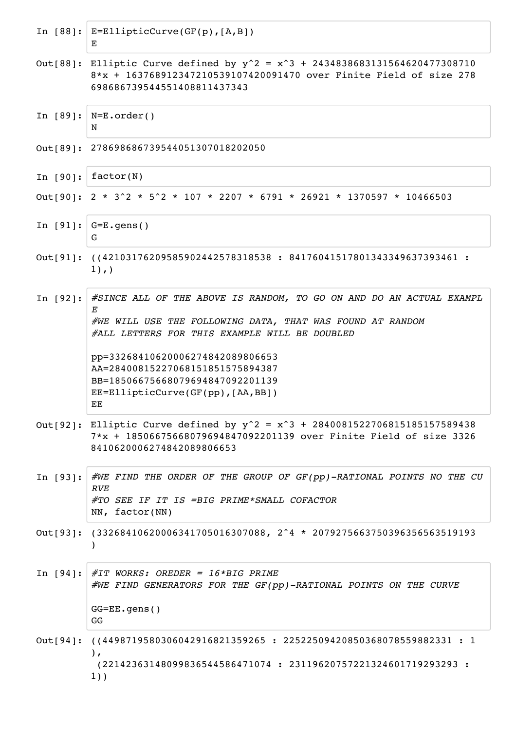In [88]:
```
E=EllipticCurve(GF(p),[A,B])
E
```

Out[88]:
```
Elliptic Curve defined by y^2 = x^3 + 243483868313156462047730871 08*x + 163768912347210539107420091470 over Finite Field of size 278 698686739544551408811437343
```

In [89]:
```
N=E.order()
N
```

Out[89]:
```
278698686739544051307018202050
```

In [90]:
```
factor(N)
```

Out[90]:
```
2 * 3^2 * 5^2 * 107 * 2207 * 6791 * 26921 * 1370597 * 10466503
```

In [91]:
```
G=E.gens()
G
```

Out[91]:
```
((42103176209585902442578318538 : 84176041517801343349637393461 : 1),)
```

In [92]:
```
#SINCE ALL OF THE ABOVE IS RANDOM, TO GO ON AND DO AN ACTUAL EXAMPLE
#WE WILL USE THE FOLLOWING DATA, THAT WAS FOUND AT RANDOM
#ALL LETTERS FOR THIS EXAMPLE WILL BE DOUBLED

pp=332684106200062748420898066653
AA=284008152270681518515758943​87
BB=185066756680796948470922011​39
EE=EllipticCurve(GF(pp),[AA,BB])
EE
```

Out[92]:
```
Elliptic Curve defined by y^2 = x^3 + 284008152270681518515758943​87*x + 185066756680796948470922011​39 over Finite Field of size 332684106200062748420898066653
```

In [93]:
```
#WE FIND THE ORDER OF THE GROUP OF GF(pp)-RATIONAL POINTS NO THE CURVE
#TO SEE IF IT IS =BIG PRIME*SMALL COFACTOR
NN, factor(NN)
```

Out[93]:
```
(332684106200063417050163070​88, 2^4 * 20792756637503963565635191​93)
```

In [94]:
```
#IT WORKS: OREDER = 16*BIG PRIME
#WE FIND GENERATORS FOR THE GF(pp)-RATIONAL POINTS ON THE CURVE

GG=EE.gens()
GG
```

Out[94]:
```
((4498719580306042916821359265 : 22522509420850368078559882331 : 1),
 (22142363148099836544586471074 : 23119620757221324601719293293 : 1))
```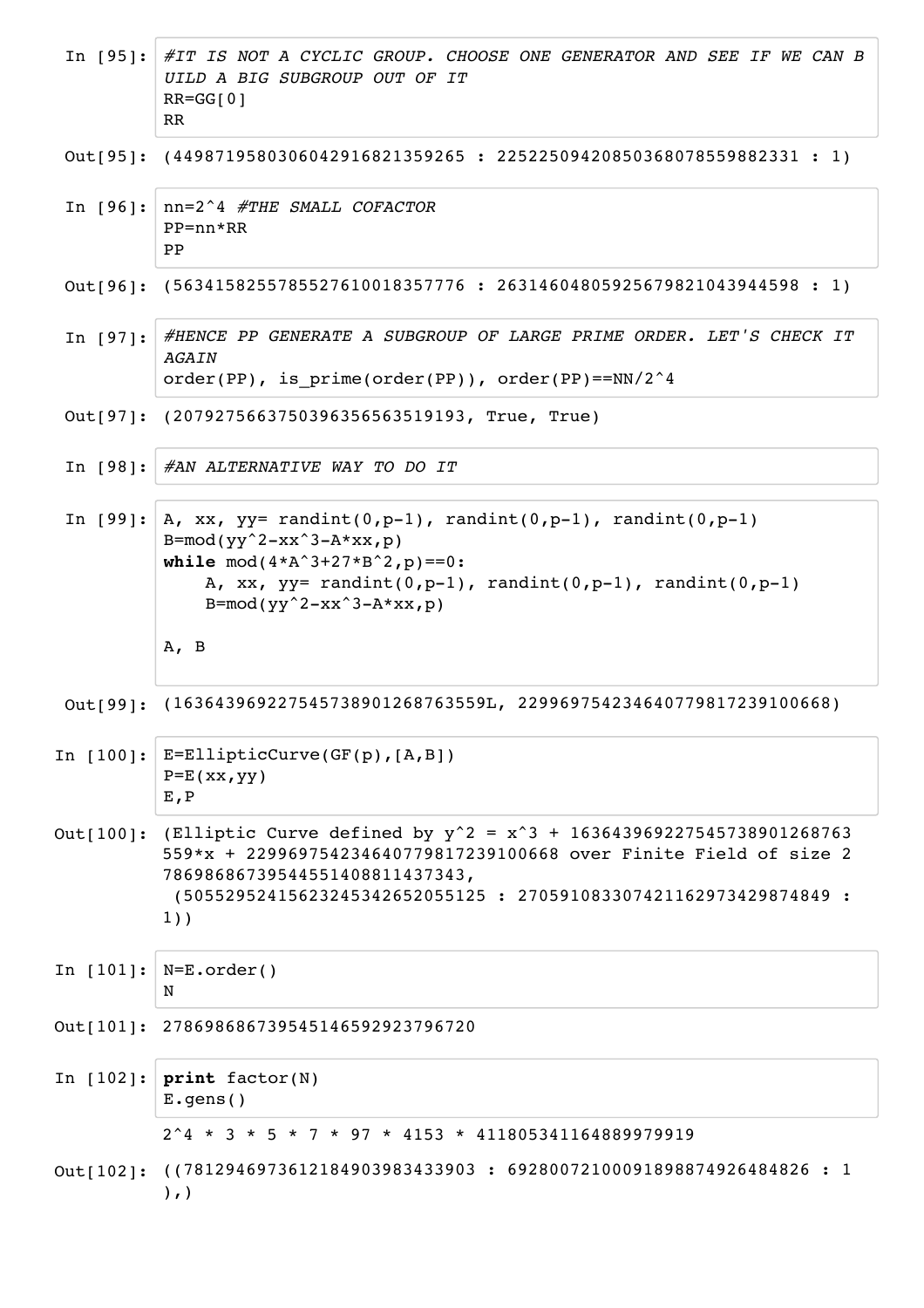In [95]:
```
#IT IS NOT A CYCLIC GROUP. CHOOSE ONE GENERATOR AND SEE IF WE CAN B
UILD A BIG SUBGROUP OUT OF IT
RR=GG[0]
RR
```

Out[95]:
```
(449871958030604291682135926​5 : 2252250942085036807855988233​1 : 1)
```

In [96]:
```
nn=2^4 #THE SMALL COFACTOR
PP=nn*RR
PP
```

Out[96]:
```
(5634158255785527610018357776 : 2631460480592567982104394459​8 : 1)
```

In [97]:
```
#HENCE PP GENERATE A SUBGROUP OF LARGE PRIME ORDER. LET'S CHECK IT
AGAIN
order(PP), is_prime(order(PP)), order(PP)==NN/2^4
```

Out[97]:
```
(2079275663750396356563519193, True, True)
```

In [98]:
```
#AN ALTERNATIVE WAY TO DO IT
```

In [99]:
```
A, xx, yy= randint(0,p-1), randint(0,p-1), randint(0,p-1)
B=mod(yy^2-xx^3-A*xx,p)
while mod(4*A^3+27*B^2,p)==0:
    A, xx, yy= randint(0,p-1), randint(0,p-1), randint(0,p-1)
    B=mod(yy^2-xx^3-A*xx,p)

A, B
```

Out[99]:
```
(16364396922754573890126876355​9L, 22996975423464077981723910066​8)
```

In [100]:
```
E=EllipticCurve(GF(p),[A,B])
P=E(xx,yy)
E,P
```

Out[100]:
```
(Elliptic Curve defined by y^2 = x^3 + 16364396922754573890126876​3
559*x + 22996975423464077981723910066​8 over Finite Field of size 2
7869868673954455140881143734​3,
 (5055295241562324534265205512​5 : 2705910833074211629734298748​49 :
1))
```

In [101]:
```
N=E.order()
N
```

Out[101]:
```
27869868673954514659292379672​0
```

In [102]:
```
print factor(N)
E.gens()
```

```
2^4 * 3 * 5 * 7 * 97 * 4153 * 411805341164889979919
```

Out[102]:
```
((7812946973612184903983433903 : 6928007210009189887492648482​6 : 1
),)
```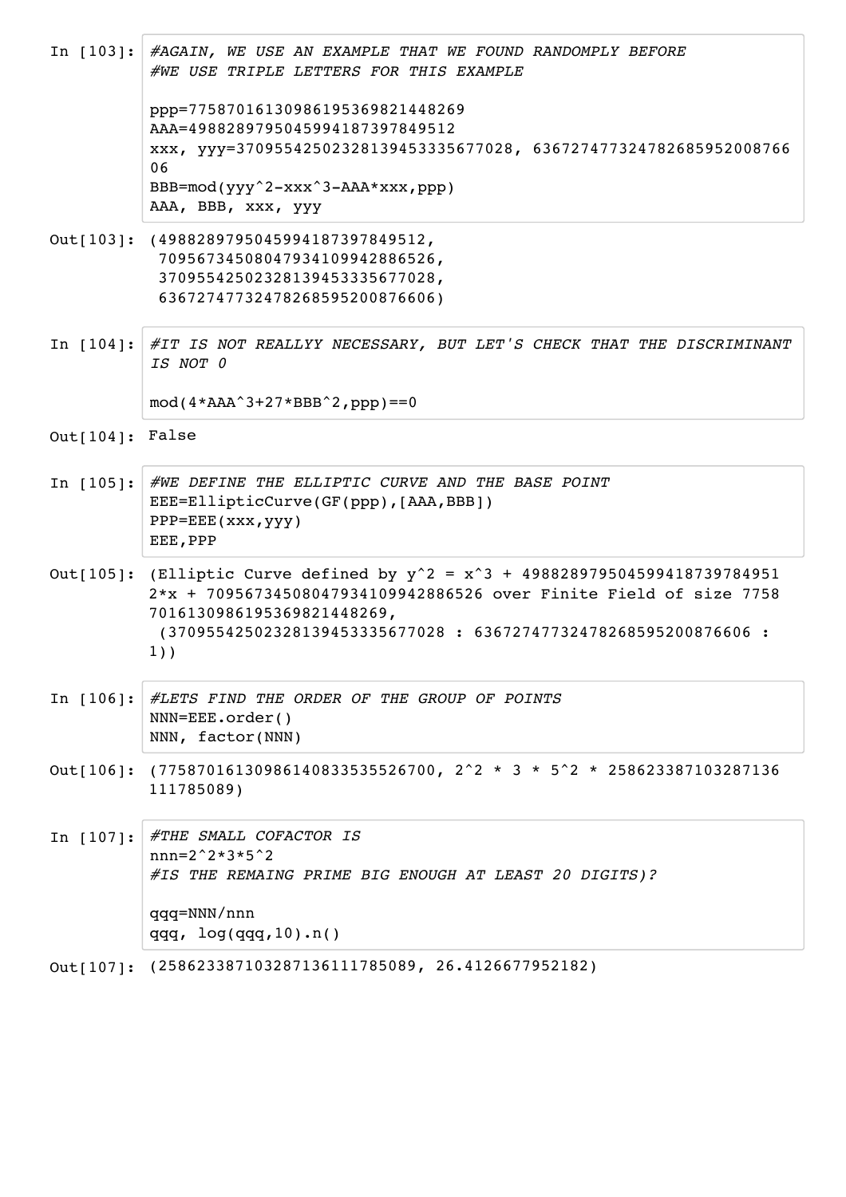In [103]:
```
#AGAIN, WE USE AN EXAMPLE THAT WE FOUND RANDOMPLY BEFORE
#WE USE TRIPLE LETTERS FOR THIS EXAMPLE

ppp=775870161309861953698214482​69
AAA=498828979504599418739784951​2
xxx, yyy=370955425023281394533356770​28, 636727477324782685952008766​06
BBB=mod(yyy^2-xxx^3-AAA*xxx,ppp)
AAA, BBB, xxx, yyy
```

Out[103]:
```
(4988289795045994187397849512,
 7095673450804793410994288652​6,
 3709554250232813945333567702​8,
 6367274773247826859520087660​6)
```

In [104]:
```
#IT IS NOT REALLYY NECESSARY, BUT LET'S CHECK THAT THE DISCRIMINANT IS NOT 0

mod(4*AAA^3+27*BBB^2,ppp)==0
```

Out[104]:
```
False
```

In [105]:
```
#WE DEFINE THE ELLIPTIC CURVE AND THE BASE POINT
EEE=EllipticCurve(GF(ppp),[AAA,BBB])
PPP=EEE(xxx,yyy)
EEE,PPP
```

Out[105]:
```
(Elliptic Curve defined by y^2 = x^3 + 4988289795045994187397849512*x + 70956734508047934109942886526 over Finite Field of size 77587016130986195369821448269,
 (37095542502328139453335677028 : 63672747732478268595200876606 : 1))
```

In [106]:
```
#LETS FIND THE ORDER OF THE GROUP OF POINTS
NNN=EEE.order()
NNN, factor(NNN)
```

Out[106]:
```
(77587016130986140833535526700, 2^2 * 3 * 5^2 * 258623387103287136111785089)
```

In [107]:
```
#THE SMALL COFACTOR IS
nnn=2^2*3*5^2
#IS THE REMAING PRIME BIG ENOUGH AT LEAST 20 DIGITS)?

qqq=NNN/nnn
qqq, log(qqq,10).n()
```

Out[107]:
```
(258623387103287136111785089, 26.4126677952182)
```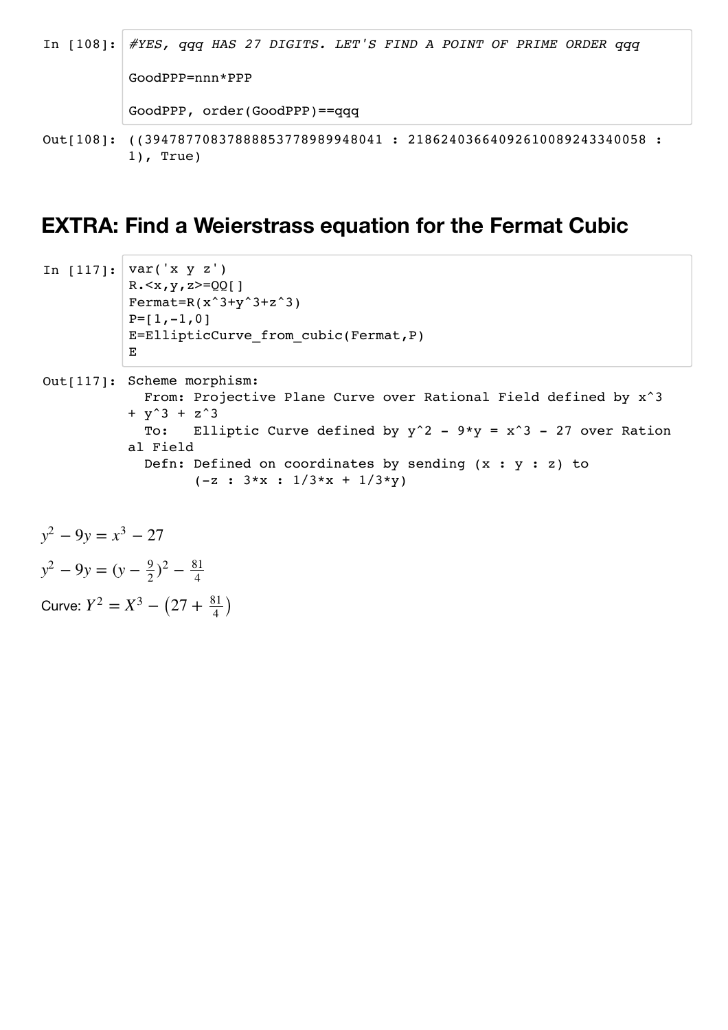In [108]:
```
#YES, qqq HAS 27 DIGITS. LET'S FIND A POINT OF PRIME ORDER qqq

GoodPPP=nnn*PPP

GoodPPP, order(GoodPPP)==qqq
```

Out[108]:
```
((394787708378888537789899480​41 : 2186240366409261008924334005​8 :
1), True)
```

## EXTRA: Find a Weierstrass equation for the Fermat Cubic

In [117]:
```
var('x y z')
R.<x,y,z>=QQ[]
Fermat=R(x^3+y^3+z^3)
P=[1,-1,0]
E=EllipticCurve_from_cubic(Fermat,P)
E
```

Out[117]:
```
Scheme morphism:
  From: Projective Plane Curve over Rational Field defined by x^3
+ y^3 + z^3
  To:   Elliptic Curve defined by y^2 - 9*y = x^3 - 27 over Ration
al Field
  Defn: Defined on coordinates by sending (x : y : z) to
        (-z : 3*x : 1/3*x + 1/3*y)
```

$y^2 - 9y = x^3 - 27$

$y^2 - 9y = (y - \frac{9}{2})^2 - \frac{81}{4}$

Curve: $Y^2 = X^3 - \left(27 + \frac{81}{4}\right)$